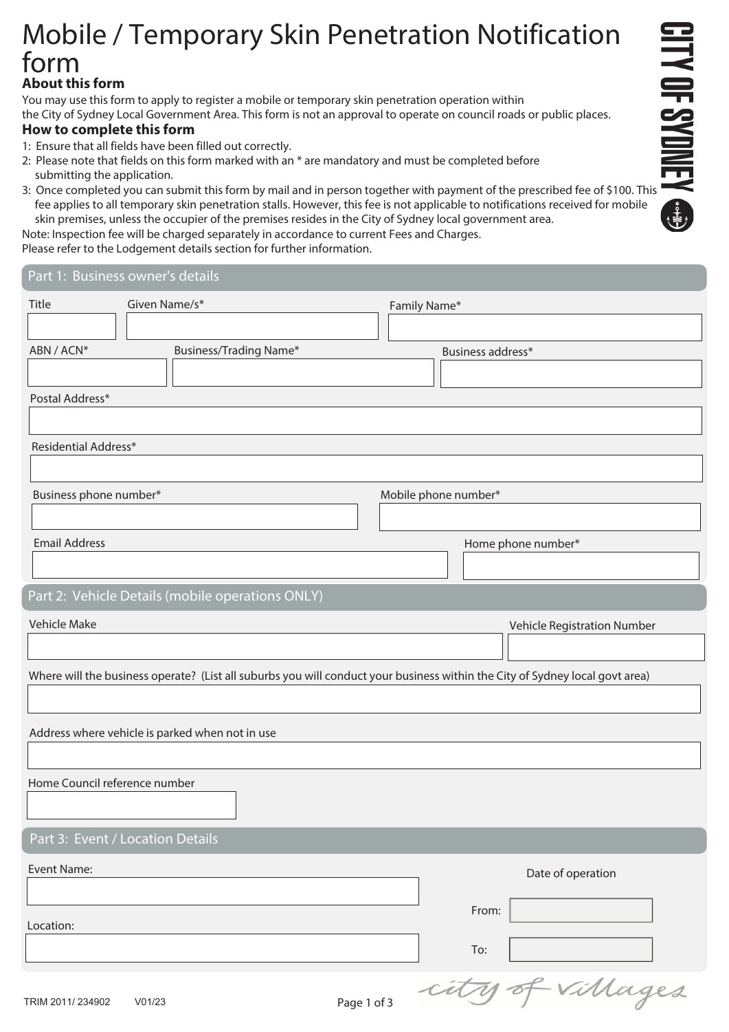# Mobile / Temporary Skin Penetration Notification form

### About this form

You may use this form to apply to register a mobile or temporary skin penetration operation within the City of Sydney Local Government Area. This form is not an approval to operate on council roads or public places.

### How to complete this form

1: Ensure that all fields have been filled out correctly.
2: Please note that fields on this form marked with an * are mandatory and must be completed before submitting the application.
3: Once completed you can submit this form by mail and in person together with payment of the prescribed fee of $100. This fee applies to all temporary skin penetration stalls. However, this fee is not applicable to notifications received for mobile skin premises, unless the occupier of the premises resides in the City of Sydney local government area.

Note: Inspection fee will be charged separately in accordance to current Fees and Charges.
Please refer to the Lodgement details section for further information.

## Part 1: Business owner's details

Title

Given Name/s*

Family Name*

ABN / ACN*

Business/Trading Name*

Business address*

Postal Address*

Residential Address*

Business phone number*

Mobile phone number*

Email Address

Home phone number*

## Part 2: Vehicle Details (mobile operations ONLY)

Vehicle Make

Vehicle Registration Number

Where will the business operate? (List all suburbs you will conduct your business within the City of Sydney local govt area)

Address where vehicle is parked when not in use

Home Council reference number

## Part 3: Event / Location Details

Event Name:

Location:

Date of operation

From:

To:

TRIM 2011/ 234902 V01/23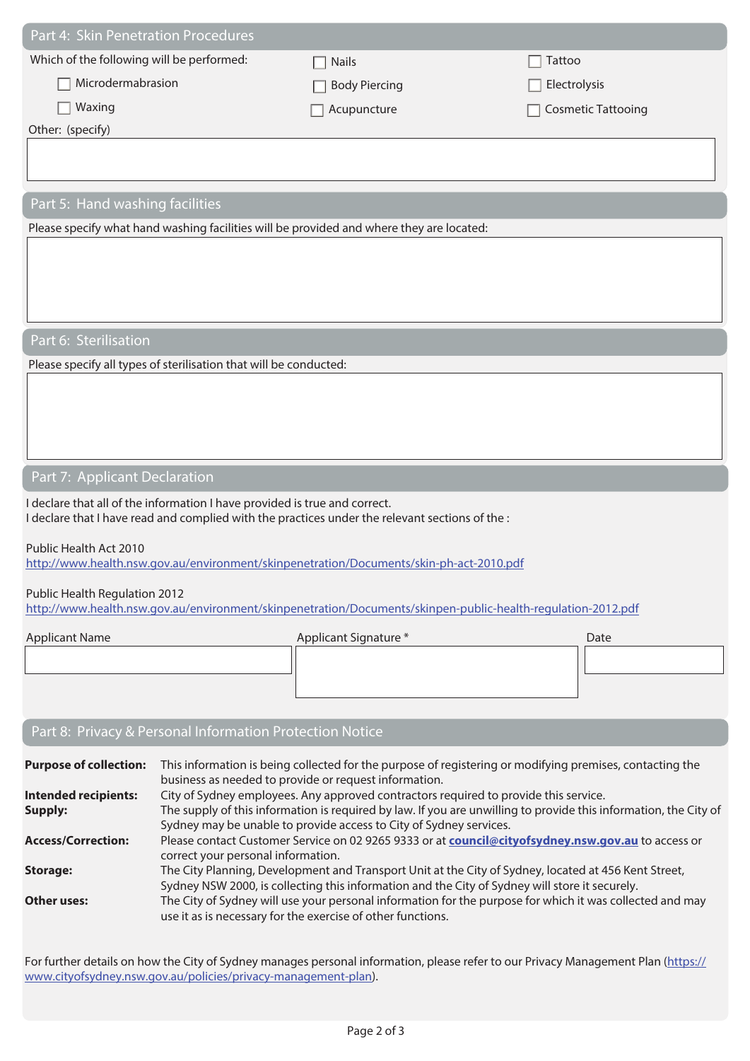## Part 4: Skin Penetration Procedures

Which of the following will be performed:

- ☐ Nails
- ☐ Tattoo
- ☐ Microdermabrasion
- ☐ Body Piercing
- ☐ Electrolysis
- ☐ Waxing
- ☐ Acupuncture
- ☐ Cosmetic Tattooing

Other: (specify)

## Part 5: Hand washing facilities

Please specify what hand washing facilities will be provided and where they are located:

## Part 6: Sterilisation

Please specify all types of sterilisation that will be conducted:

## Part 7: Applicant Declaration

I declare that all of the information I have provided is true and correct.
I declare that I have read and complied with the practices under the relevant sections of the :

Public Health Act 2010
http://www.health.nsw.gov.au/environment/skinpenetration/Documents/skin-ph-act-2010.pdf

Public Health Regulation 2012
http://www.health.nsw.gov.au/environment/skinpenetration/Documents/skinpen-public-health-regulation-2012.pdf

| Applicant Name | Applicant Signature * | Date |
|---|---|---|
| | | |

## Part 8: Privacy & Personal Information Protection Notice

**Purpose of collection:** This information is being collected for the purpose of registering or modifying premises, contacting the business as needed to provide or request information.

**Intended recipients:** City of Sydney employees. Any approved contractors required to provide this service.

**Supply:** The supply of this information is required by law. If you are unwilling to provide this information, the City of Sydney may be unable to provide access to City of Sydney services.

**Access/Correction:** Please contact Customer Service on 02 9265 9333 or at **council@cityofsydney.nsw.gov.au** to access or correct your personal information.

**Storage:** The City Planning, Development and Transport Unit at the City of Sydney, located at 456 Kent Street, Sydney NSW 2000, is collecting this information and the City of Sydney will store it securely.

**Other uses:** The City of Sydney will use your personal information for the purpose for which it was collected and may use it as is necessary for the exercise of other functions.

For further details on how the City of Sydney manages personal information, please refer to our Privacy Management Plan (https://www.cityofsydney.nsw.gov.au/policies/privacy-management-plan).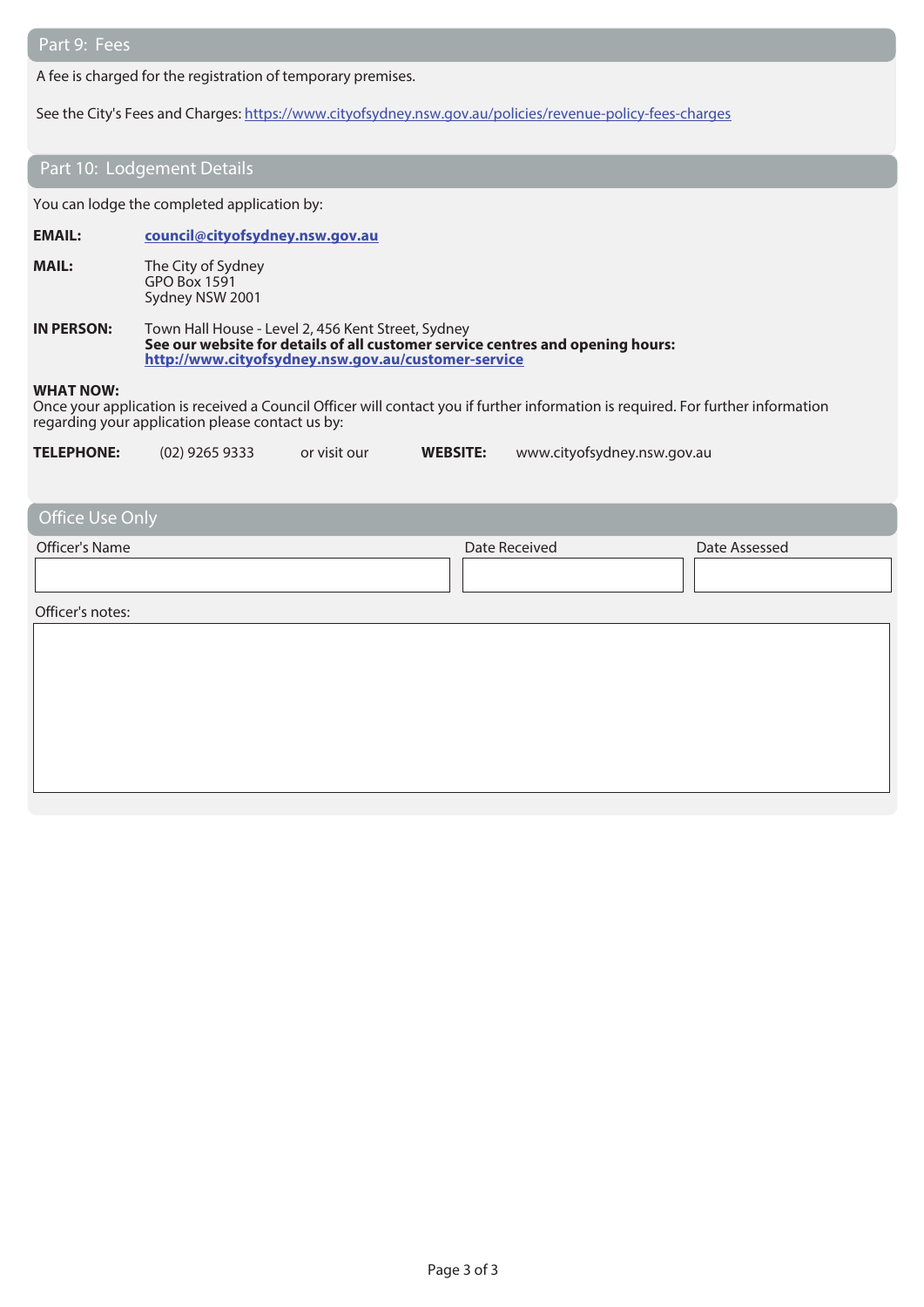## Part 9: Fees

A fee is charged for the registration of temporary premises.

See the City's Fees and Charges: https://www.cityofsydney.nsw.gov.au/policies/revenue-policy-fees-charges

## Part 10: Lodgement Details

You can lodge the completed application by:

**EMAIL:** **council@cityofsydney.nsw.gov.au**

**MAIL:** The City of Sydney
GPO Box 1591
Sydney NSW 2001

**IN PERSON:** Town Hall House - Level 2, 456 Kent Street, Sydney
**See our website for details of all customer service centres and opening hours:**
**http://www.cityofsydney.nsw.gov.au/customer-service**

**WHAT NOW:**
Once your application is received a Council Officer will contact you if further information is required. For further information regarding your application please contact us by:

**TELEPHONE:** (02) 9265 9333 or visit our **WEBSITE:** www.cityofsydney.nsw.gov.au

## Office Use Only

| Officer's Name | Date Received | Date Assessed |
|---|---|---|
| | | |

Officer's notes: